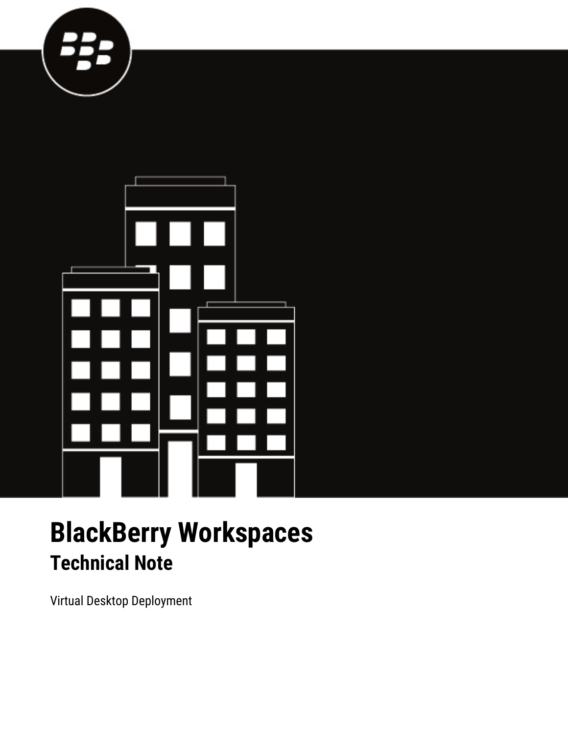# BlackBerry Workspaces

## Technical Note

Virtual Desktop Deployment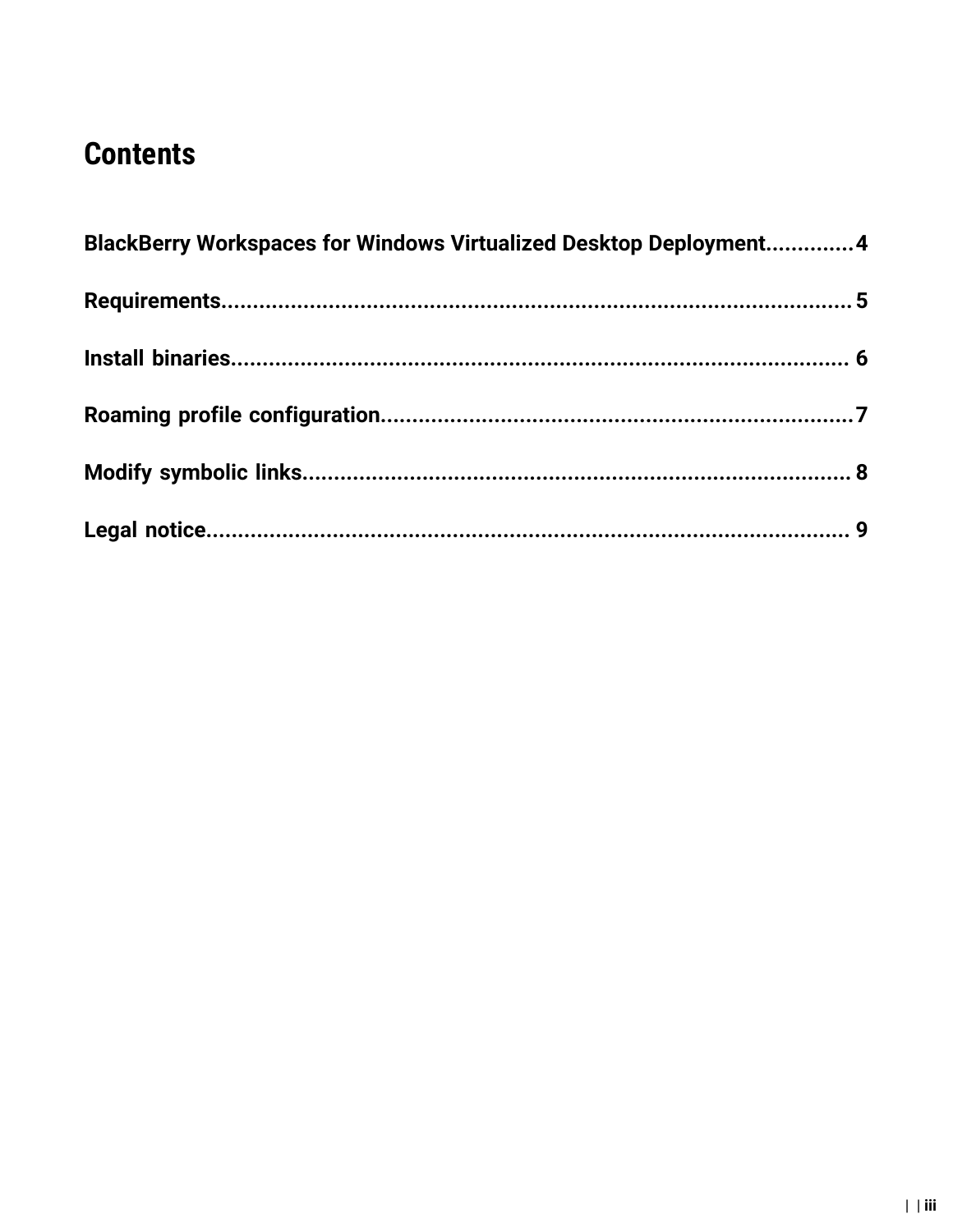# Contents

**BlackBerry Workspaces for Windows Virtualized Desktop Deployment..............4**

**Requirements..........................................................................................5**

**Install binaries........................................................................................ 6**

**Roaming profile configuration.............................................................7**

**Modify symbolic links............................................................................ 8**

**Legal notice............................................................................................. 9**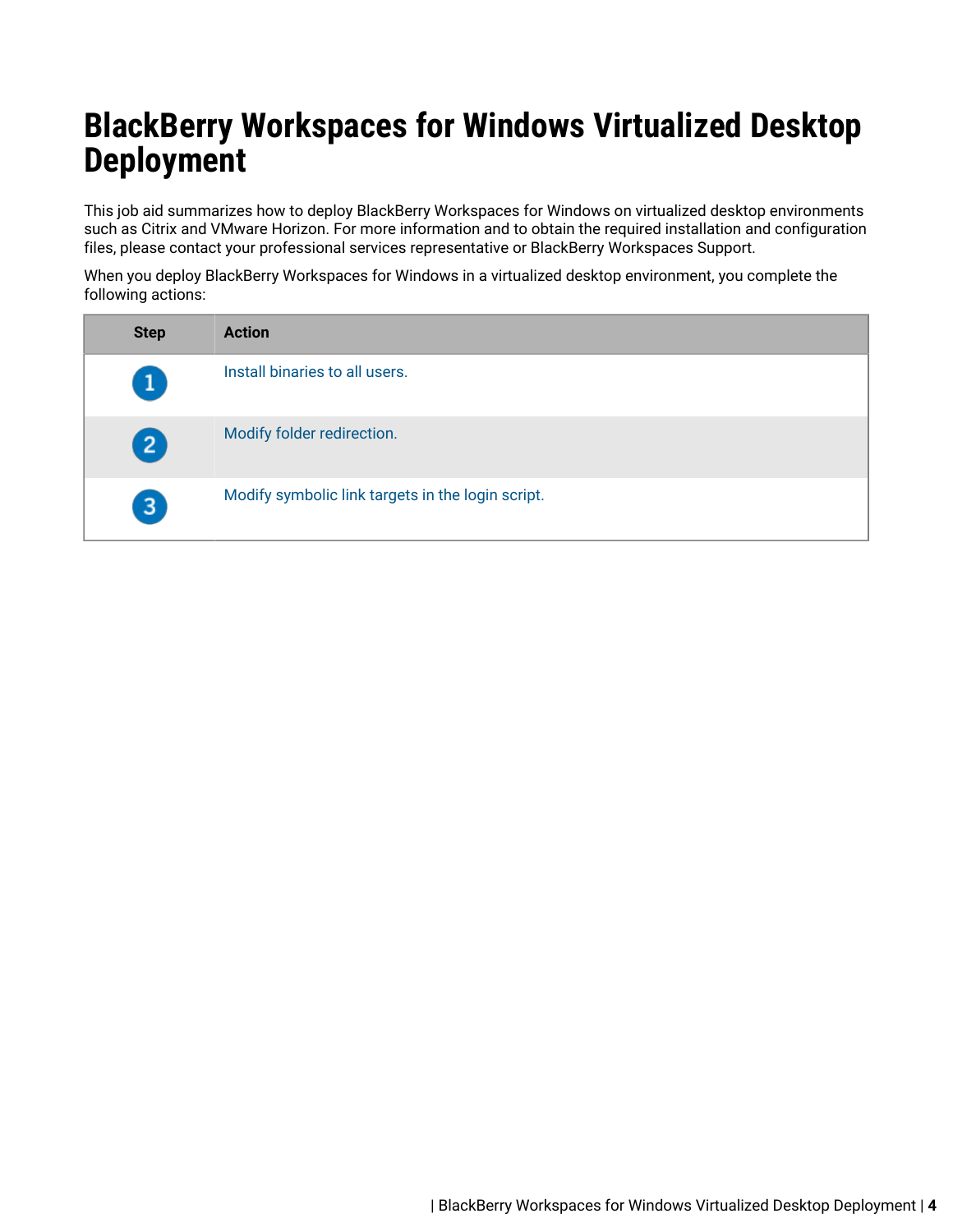# BlackBerry Workspaces for Windows Virtualized Desktop Deployment

This job aid summarizes how to deploy BlackBerry Workspaces for Windows on virtualized desktop environments such as Citrix and VMware Horizon. For more information and to obtain the required installation and configuration files, please contact your professional services representative or BlackBerry Workspaces Support.

When you deploy BlackBerry Workspaces for Windows in a virtualized desktop environment, you complete the following actions:

| Step | Action |
| --- | --- |
| 1 | Install binaries to all users. |
| 2 | Modify folder redirection. |
| 3 | Modify symbolic link targets in the login script. |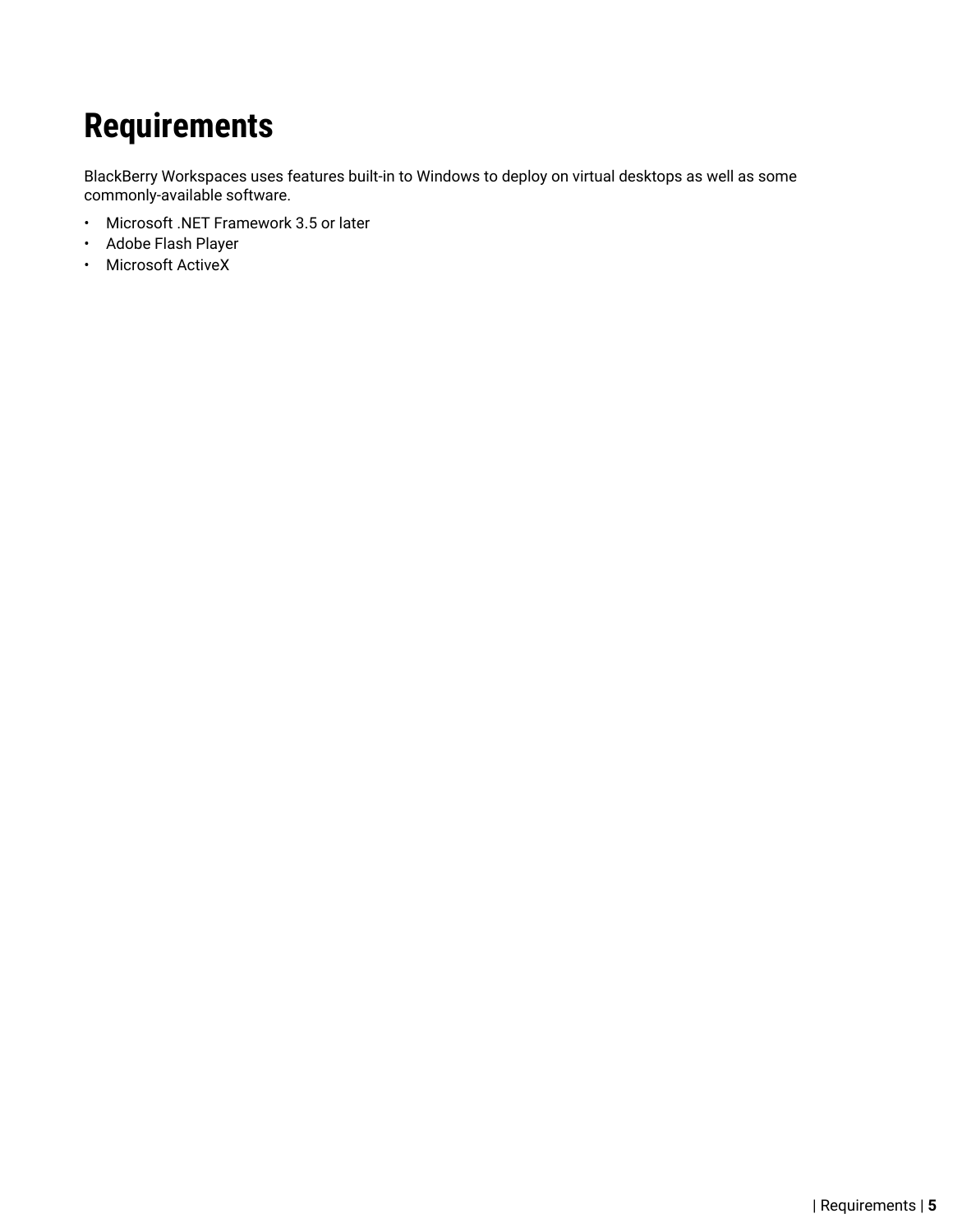# Requirements

BlackBerry Workspaces uses features built-in to Windows to deploy on virtual desktops as well as some commonly-available software.

- Microsoft .NET Framework 3.5 or later
- Adobe Flash Player
- Microsoft ActiveX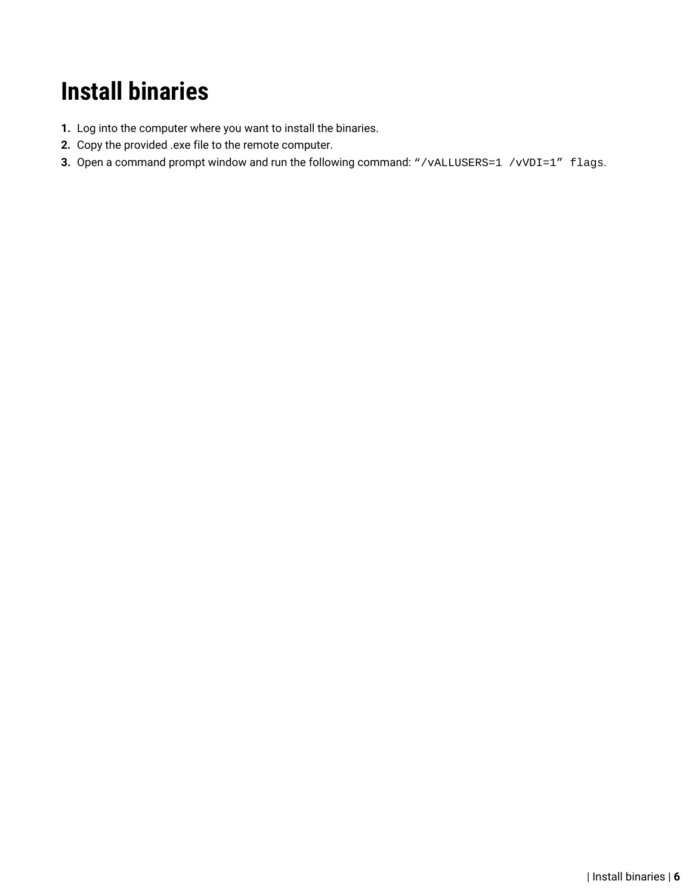# Install binaries

1. Log into the computer where you want to install the binaries.
2. Copy the provided .exe file to the remote computer.
3. Open a command prompt window and run the following command: `“/vALLUSERS=1 /vVDI=1” flags`.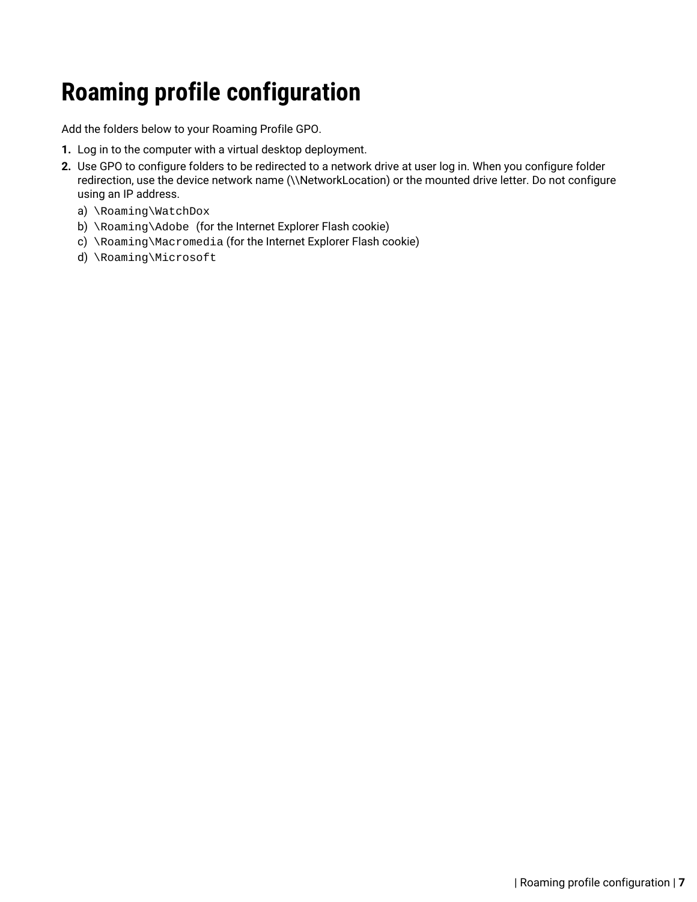# Roaming profile configuration

Add the folders below to your Roaming Profile GPO.

1. Log in to the computer with a virtual desktop deployment.
2. Use GPO to configure folders to be redirected to a network drive at user log in. When you configure folder redirection, use the device network name (\\NetworkLocation) or the mounted drive letter. Do not configure using an IP address.
   a) `\Roaming\WatchDox`
   b) `\Roaming\Adobe` (for the Internet Explorer Flash cookie)
   c) `\Roaming\Macromedia` (for the Internet Explorer Flash cookie)
   d) `\Roaming\Microsoft`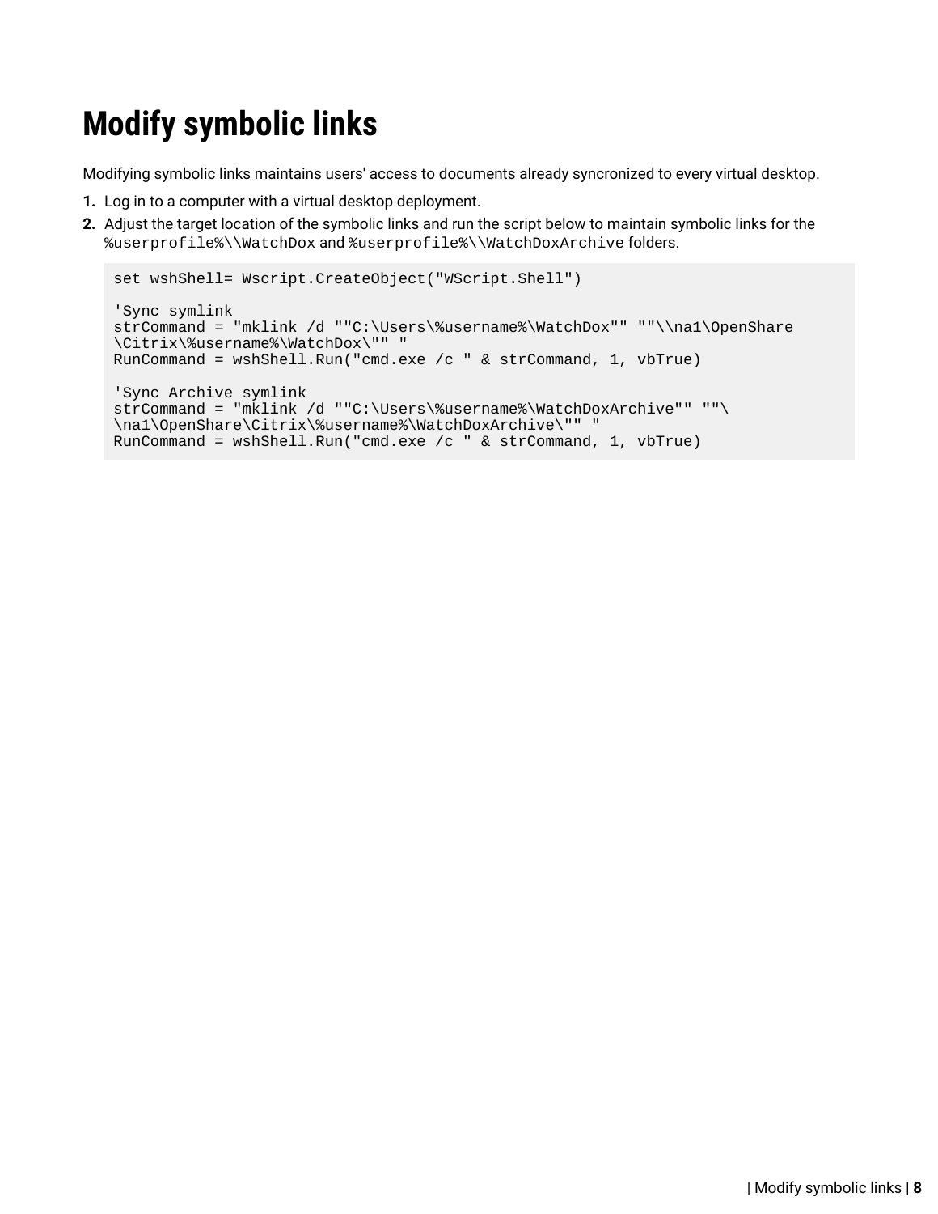# Modify symbolic links

Modifying symbolic links maintains users' access to documents already syncronized to every virtual desktop.

1. Log in to a computer with a virtual desktop deployment.
2. Adjust the target location of the symbolic links and run the script below to maintain symbolic links for the `%userprofile%\\WatchDox` and `%userprofile%\\WatchDoxArchive` folders.

```
set wshShell= Wscript.CreateObject("WScript.Shell")

'Sync symlink
strCommand = "mklink /d ""C:\Users\%username%\WatchDox"" ""\\na1\OpenShare
\Citrix\%username%\WatchDox\"" "
RunCommand = wshShell.Run("cmd.exe /c " & strCommand, 1, vbTrue)

'Sync Archive symlink
strCommand = "mklink /d ""C:\Users\%username%\WatchDoxArchive"" ""\
\na1\OpenShare\Citrix\%username%\WatchDoxArchive\"" "
RunCommand = wshShell.Run("cmd.exe /c " & strCommand, 1, vbTrue)
```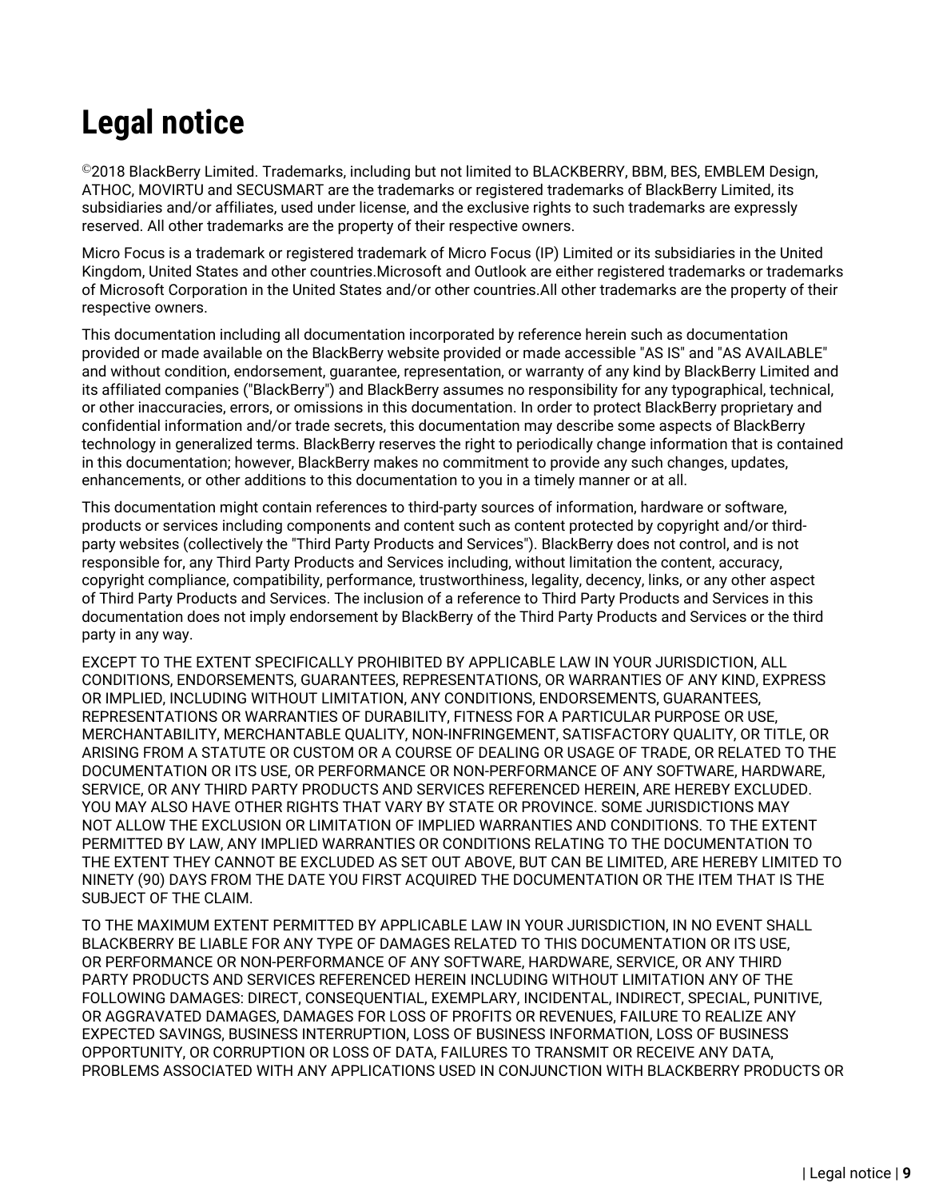# Legal notice

©2018 BlackBerry Limited. Trademarks, including but not limited to BLACKBERRY, BBM, BES, EMBLEM Design, ATHOC, MOVIRTU and SECUSMART are the trademarks or registered trademarks of BlackBerry Limited, its subsidiaries and/or affiliates, used under license, and the exclusive rights to such trademarks are expressly reserved. All other trademarks are the property of their respective owners.

Micro Focus is a trademark or registered trademark of Micro Focus (IP) Limited or its subsidiaries in the United Kingdom, United States and other countries.Microsoft and Outlook are either registered trademarks or trademarks of Microsoft Corporation in the United States and/or other countries.All other trademarks are the property of their respective owners.

This documentation including all documentation incorporated by reference herein such as documentation provided or made available on the BlackBerry website provided or made accessible "AS IS" and "AS AVAILABLE" and without condition, endorsement, guarantee, representation, or warranty of any kind by BlackBerry Limited and its affiliated companies ("BlackBerry") and BlackBerry assumes no responsibility for any typographical, technical, or other inaccuracies, errors, or omissions in this documentation. In order to protect BlackBerry proprietary and confidential information and/or trade secrets, this documentation may describe some aspects of BlackBerry technology in generalized terms. BlackBerry reserves the right to periodically change information that is contained in this documentation; however, BlackBerry makes no commitment to provide any such changes, updates, enhancements, or other additions to this documentation to you in a timely manner or at all.

This documentation might contain references to third-party sources of information, hardware or software, products or services including components and content such as content protected by copyright and/or third-party websites (collectively the "Third Party Products and Services"). BlackBerry does not control, and is not responsible for, any Third Party Products and Services including, without limitation the content, accuracy, copyright compliance, compatibility, performance, trustworthiness, legality, decency, links, or any other aspect of Third Party Products and Services. The inclusion of a reference to Third Party Products and Services in this documentation does not imply endorsement by BlackBerry of the Third Party Products and Services or the third party in any way.

EXCEPT TO THE EXTENT SPECIFICALLY PROHIBITED BY APPLICABLE LAW IN YOUR JURISDICTION, ALL CONDITIONS, ENDORSEMENTS, GUARANTEES, REPRESENTATIONS, OR WARRANTIES OF ANY KIND, EXPRESS OR IMPLIED, INCLUDING WITHOUT LIMITATION, ANY CONDITIONS, ENDORSEMENTS, GUARANTEES, REPRESENTATIONS OR WARRANTIES OF DURABILITY, FITNESS FOR A PARTICULAR PURPOSE OR USE, MERCHANTABILITY, MERCHANTABLE QUALITY, NON-INFRINGEMENT, SATISFACTORY QUALITY, OR TITLE, OR ARISING FROM A STATUTE OR CUSTOM OR A COURSE OF DEALING OR USAGE OF TRADE, OR RELATED TO THE DOCUMENTATION OR ITS USE, OR PERFORMANCE OR NON-PERFORMANCE OF ANY SOFTWARE, HARDWARE, SERVICE, OR ANY THIRD PARTY PRODUCTS AND SERVICES REFERENCED HEREIN, ARE HEREBY EXCLUDED. YOU MAY ALSO HAVE OTHER RIGHTS THAT VARY BY STATE OR PROVINCE. SOME JURISDICTIONS MAY NOT ALLOW THE EXCLUSION OR LIMITATION OF IMPLIED WARRANTIES AND CONDITIONS. TO THE EXTENT PERMITTED BY LAW, ANY IMPLIED WARRANTIES OR CONDITIONS RELATING TO THE DOCUMENTATION TO THE EXTENT THEY CANNOT BE EXCLUDED AS SET OUT ABOVE, BUT CAN BE LIMITED, ARE HEREBY LIMITED TO NINETY (90) DAYS FROM THE DATE YOU FIRST ACQUIRED THE DOCUMENTATION OR THE ITEM THAT IS THE SUBJECT OF THE CLAIM.

TO THE MAXIMUM EXTENT PERMITTED BY APPLICABLE LAW IN YOUR JURISDICTION, IN NO EVENT SHALL BLACKBERRY BE LIABLE FOR ANY TYPE OF DAMAGES RELATED TO THIS DOCUMENTATION OR ITS USE, OR PERFORMANCE OR NON-PERFORMANCE OF ANY SOFTWARE, HARDWARE, SERVICE, OR ANY THIRD PARTY PRODUCTS AND SERVICES REFERENCED HEREIN INCLUDING WITHOUT LIMITATION ANY OF THE FOLLOWING DAMAGES: DIRECT, CONSEQUENTIAL, EXEMPLARY, INCIDENTAL, INDIRECT, SPECIAL, PUNITIVE, OR AGGRAVATED DAMAGES, DAMAGES FOR LOSS OF PROFITS OR REVENUES, FAILURE TO REALIZE ANY EXPECTED SAVINGS, BUSINESS INTERRUPTION, LOSS OF BUSINESS INFORMATION, LOSS OF BUSINESS OPPORTUNITY, OR CORRUPTION OR LOSS OF DATA, FAILURES TO TRANSMIT OR RECEIVE ANY DATA, PROBLEMS ASSOCIATED WITH ANY APPLICATIONS USED IN CONJUNCTION WITH BLACKBERRY PRODUCTS OR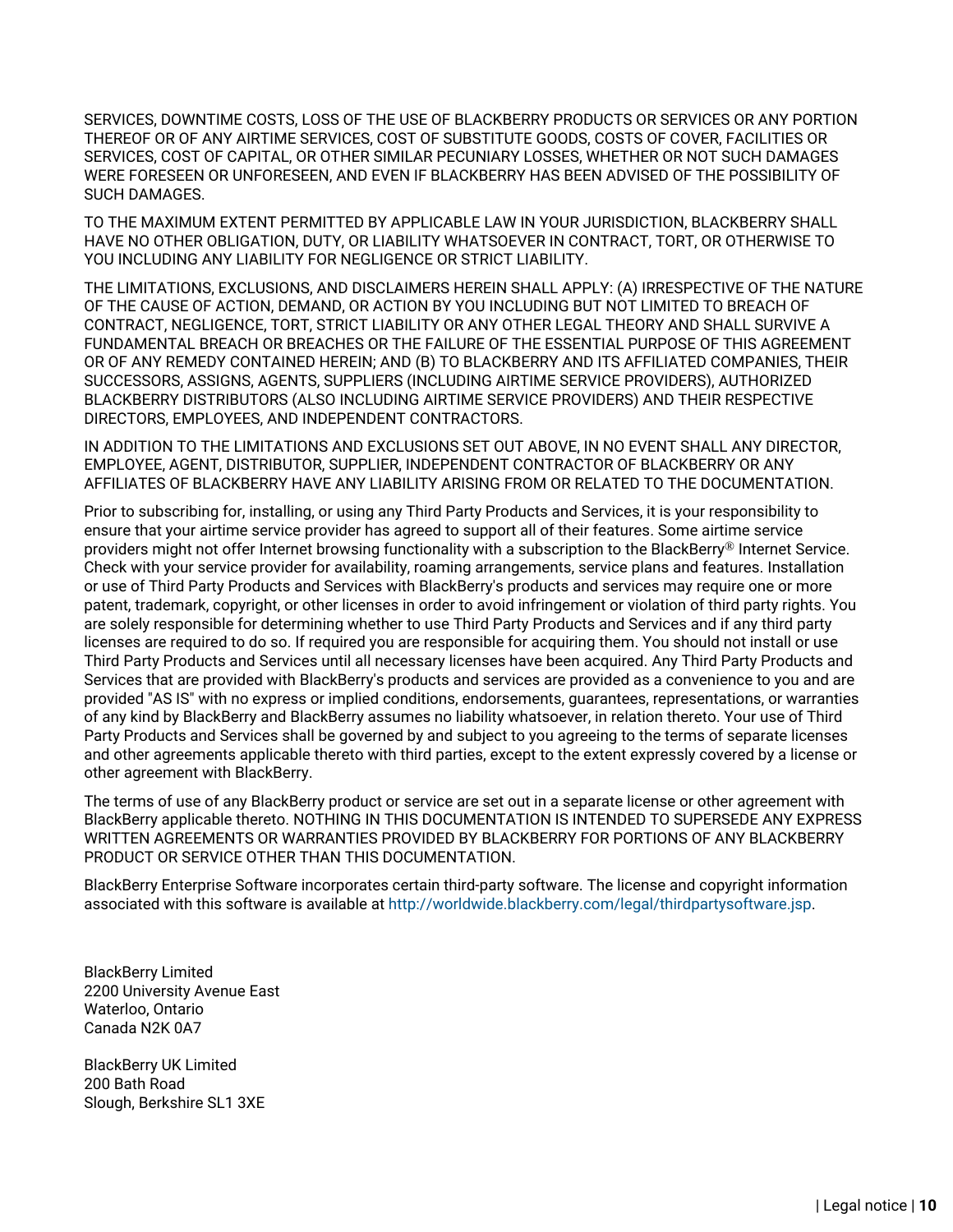SERVICES, DOWNTIME COSTS, LOSS OF THE USE OF BLACKBERRY PRODUCTS OR SERVICES OR ANY PORTION THEREOF OR OF ANY AIRTIME SERVICES, COST OF SUBSTITUTE GOODS, COSTS OF COVER, FACILITIES OR SERVICES, COST OF CAPITAL, OR OTHER SIMILAR PECUNIARY LOSSES, WHETHER OR NOT SUCH DAMAGES WERE FORESEEN OR UNFORESEEN, AND EVEN IF BLACKBERRY HAS BEEN ADVISED OF THE POSSIBILITY OF SUCH DAMAGES.

TO THE MAXIMUM EXTENT PERMITTED BY APPLICABLE LAW IN YOUR JURISDICTION, BLACKBERRY SHALL HAVE NO OTHER OBLIGATION, DUTY, OR LIABILITY WHATSOEVER IN CONTRACT, TORT, OR OTHERWISE TO YOU INCLUDING ANY LIABILITY FOR NEGLIGENCE OR STRICT LIABILITY.

THE LIMITATIONS, EXCLUSIONS, AND DISCLAIMERS HEREIN SHALL APPLY: (A) IRRESPECTIVE OF THE NATURE OF THE CAUSE OF ACTION, DEMAND, OR ACTION BY YOU INCLUDING BUT NOT LIMITED TO BREACH OF CONTRACT, NEGLIGENCE, TORT, STRICT LIABILITY OR ANY OTHER LEGAL THEORY AND SHALL SURVIVE A FUNDAMENTAL BREACH OR BREACHES OR THE FAILURE OF THE ESSENTIAL PURPOSE OF THIS AGREEMENT OR OF ANY REMEDY CONTAINED HEREIN; AND (B) TO BLACKBERRY AND ITS AFFILIATED COMPANIES, THEIR SUCCESSORS, ASSIGNS, AGENTS, SUPPLIERS (INCLUDING AIRTIME SERVICE PROVIDERS), AUTHORIZED BLACKBERRY DISTRIBUTORS (ALSO INCLUDING AIRTIME SERVICE PROVIDERS) AND THEIR RESPECTIVE DIRECTORS, EMPLOYEES, AND INDEPENDENT CONTRACTORS.

IN ADDITION TO THE LIMITATIONS AND EXCLUSIONS SET OUT ABOVE, IN NO EVENT SHALL ANY DIRECTOR, EMPLOYEE, AGENT, DISTRIBUTOR, SUPPLIER, INDEPENDENT CONTRACTOR OF BLACKBERRY OR ANY AFFILIATES OF BLACKBERRY HAVE ANY LIABILITY ARISING FROM OR RELATED TO THE DOCUMENTATION.

Prior to subscribing for, installing, or using any Third Party Products and Services, it is your responsibility to ensure that your airtime service provider has agreed to support all of their features. Some airtime service providers might not offer Internet browsing functionality with a subscription to the BlackBerry® Internet Service. Check with your service provider for availability, roaming arrangements, service plans and features. Installation or use of Third Party Products and Services with BlackBerry's products and services may require one or more patent, trademark, copyright, or other licenses in order to avoid infringement or violation of third party rights. You are solely responsible for determining whether to use Third Party Products and Services and if any third party licenses are required to do so. If required you are responsible for acquiring them. You should not install or use Third Party Products and Services until all necessary licenses have been acquired. Any Third Party Products and Services that are provided with BlackBerry's products and services are provided as a convenience to you and are provided "AS IS" with no express or implied conditions, endorsements, guarantees, representations, or warranties of any kind by BlackBerry and BlackBerry assumes no liability whatsoever, in relation thereto. Your use of Third Party Products and Services shall be governed by and subject to you agreeing to the terms of separate licenses and other agreements applicable thereto with third parties, except to the extent expressly covered by a license or other agreement with BlackBerry.

The terms of use of any BlackBerry product or service are set out in a separate license or other agreement with BlackBerry applicable thereto. NOTHING IN THIS DOCUMENTATION IS INTENDED TO SUPERSEDE ANY EXPRESS WRITTEN AGREEMENTS OR WARRANTIES PROVIDED BY BLACKBERRY FOR PORTIONS OF ANY BLACKBERRY PRODUCT OR SERVICE OTHER THAN THIS DOCUMENTATION.

BlackBerry Enterprise Software incorporates certain third-party software. The license and copyright information associated with this software is available at http://worldwide.blackberry.com/legal/thirdpartysoftware.jsp.

BlackBerry Limited
2200 University Avenue East
Waterloo, Ontario
Canada N2K 0A7

BlackBerry UK Limited
200 Bath Road
Slough, Berkshire SL1 3XE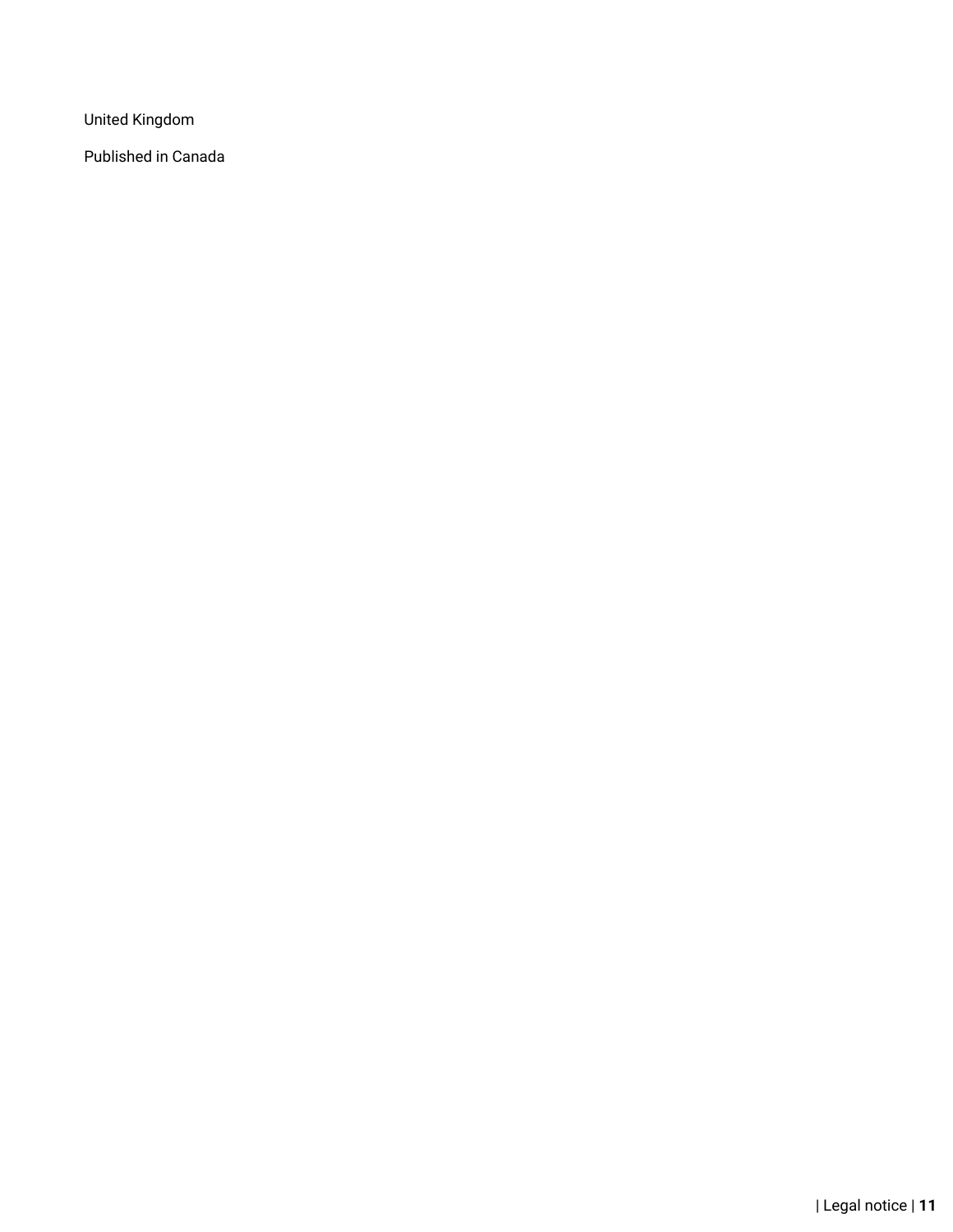United Kingdom

Published in Canada